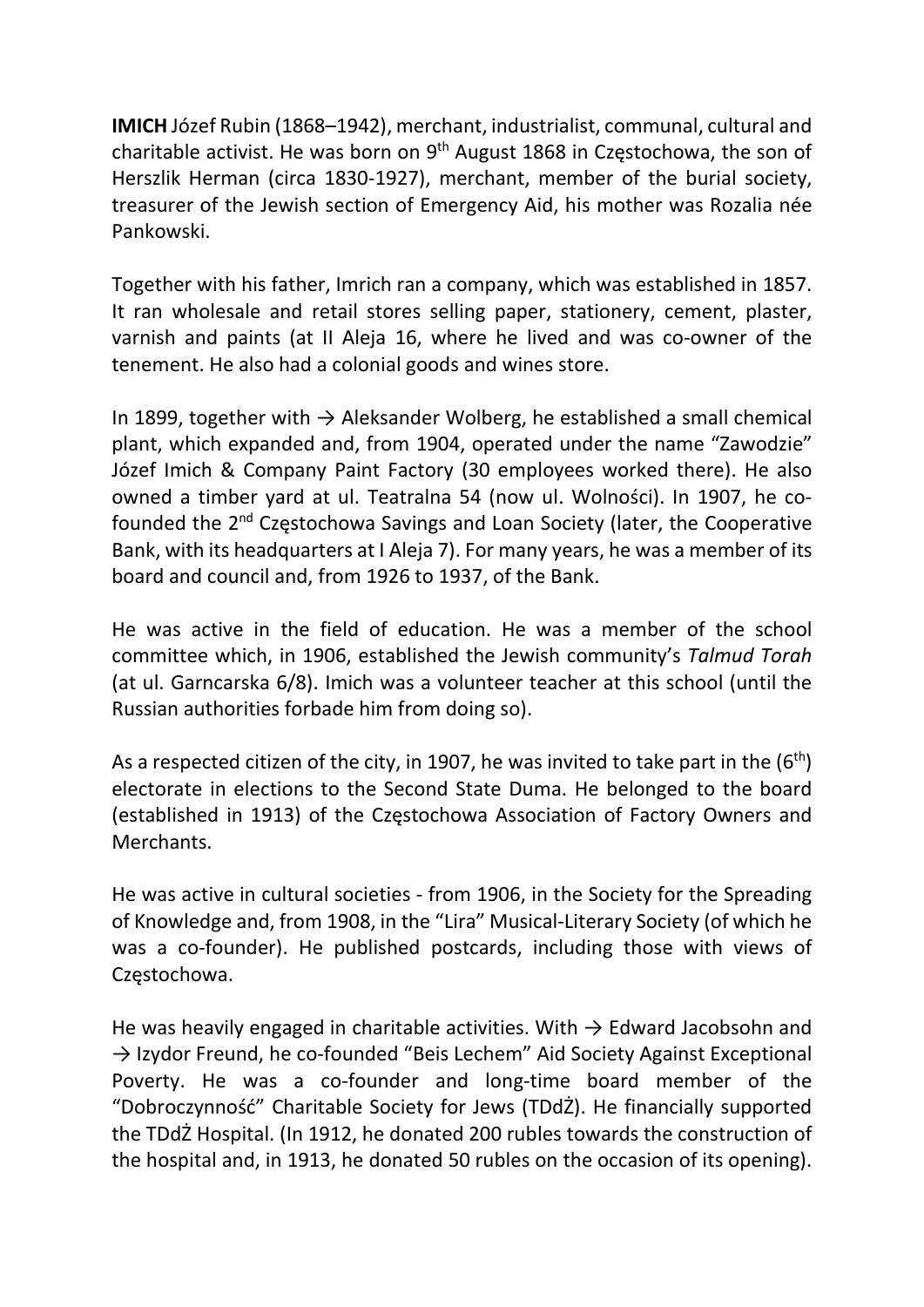**IMICH** Józef Rubin (1868–1942), merchant, industrialist, communal, cultural and charitable activist. He was born on 9th August 1868 in Częstochowa, the son of Herszlik Herman (circa 1830-1927), merchant, member of the burial society, treasurer of the Jewish section of Emergency Aid, his mother was Rozalia née Pankowski.

Together with his father, Imrich ran a company, which was established in 1857. It ran wholesale and retail stores selling paper, stationery, cement, plaster, varnish and paints (at II Aleja 16, where he lived and was co-owner of the tenement. He also had a colonial goods and wines store.

In 1899, together with → Aleksander Wolberg, he established a small chemical plant, which expanded and, from 1904, operated under the name "Zawodzie" Józef Imich & Company Paint Factory (30 employees worked there). He also owned a timber yard at ul. Teatralna 54 (now ul. Wolności). In 1907, he co-founded the 2nd Częstochowa Savings and Loan Society (later, the Cooperative Bank, with its headquarters at I Aleja 7). For many years, he was a member of its board and council and, from 1926 to 1937, of the Bank.

He was active in the field of education. He was a member of the school committee which, in 1906, established the Jewish community's *Talmud Torah* (at ul. Garncarska 6/8). Imich was a volunteer teacher at this school (until the Russian authorities forbade him from doing so).

As a respected citizen of the city, in 1907, he was invited to take part in the (6th) electorate in elections to the Second State Duma. He belonged to the board (established in 1913) of the Częstochowa Association of Factory Owners and Merchants.

He was active in cultural societies - from 1906, in the Society for the Spreading of Knowledge and, from 1908, in the "Lira" Musical-Literary Society (of which he was a co-founder). He published postcards, including those with views of Częstochowa.

He was heavily engaged in charitable activities. With → Edward Jacobsohn and → Izydor Freund, he co-founded "Beis Lechem" Aid Society Against Exceptional Poverty. He was a co-founder and long-time board member of the "Dobroczynność" Charitable Society for Jews (TDdŻ). He financially supported the TDdŻ Hospital. (In 1912, he donated 200 rubles towards the construction of the hospital and, in 1913, he donated 50 rubles on the occasion of its opening).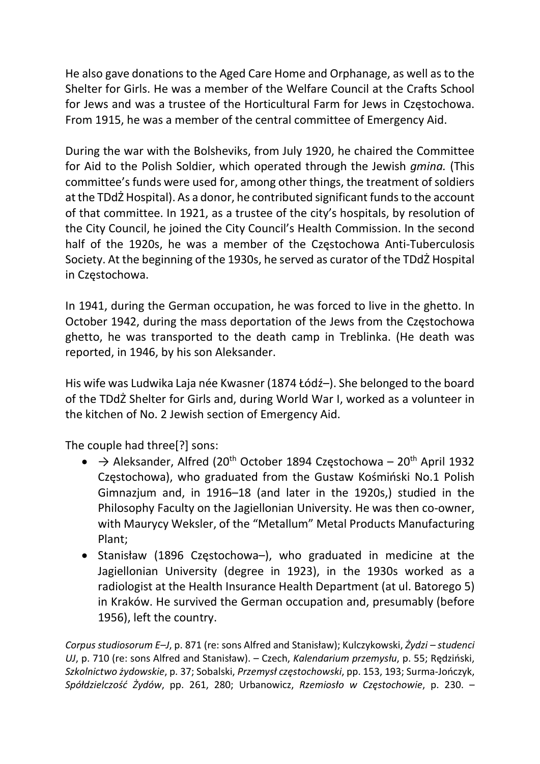He also gave donations to the Aged Care Home and Orphanage, as well as to the Shelter for Girls. He was a member of the Welfare Council at the Crafts School for Jews and was a trustee of the Horticultural Farm for Jews in Częstochowa. From 1915, he was a member of the central committee of Emergency Aid.

During the war with the Bolsheviks, from July 1920, he chaired the Committee for Aid to the Polish Soldier, which operated through the Jewish *gmina.* (This committee's funds were used for, among other things, the treatment of soldiers at the TDdŻ Hospital). As a donor, he contributed significant funds to the account of that committee. In 1921, as a trustee of the city's hospitals, by resolution of the City Council, he joined the City Council's Health Commission. In the second half of the 1920s, he was a member of the Częstochowa Anti-Tuberculosis Society. At the beginning of the 1930s, he served as curator of the TDdŻ Hospital in Częstochowa.

In 1941, during the German occupation, he was forced to live in the ghetto. In October 1942, during the mass deportation of the Jews from the Częstochowa ghetto, he was transported to the death camp in Treblinka. (He death was reported, in 1946, by his son Aleksander.

His wife was Ludwika Laja née Kwasner (1874 Łódź–). She belonged to the board of the TDdŻ Shelter for Girls and, during World War I, worked as a volunteer in the kitchen of No. 2 Jewish section of Emergency Aid.

The couple had three[?] sons:

- → Aleksander, Alfred (20th October 1894 Częstochowa – 20th April 1932 Częstochowa), who graduated from the Gustaw Kośmiński No.1 Polish Gimnazjum and, in 1916–18 (and later in the 1920s,) studied in the Philosophy Faculty on the Jagiellonian University. He was then co-owner, with Maurycy Weksler, of the "Metallum" Metal Products Manufacturing Plant;
- Stanisław (1896 Częstochowa–), who graduated in medicine at the Jagiellonian University (degree in 1923), in the 1930s worked as a radiologist at the Health Insurance Health Department (at ul. Batorego 5) in Kraków. He survived the German occupation and, presumably (before 1956), left the country.

*Corpus studiosorum E–J*, p. 871 (re: sons Alfred and Stanisław); Kulczykowski, *Żydzi – studenci UJ*, p. 710 (re: sons Alfred and Stanisław). – Czech, *Kalendarium przemysłu*, p. 55; Rędziński, *Szkolnictwo żydowskie*, p. 37; Sobalski, *Przemysł częstochowski*, pp. 153, 193; Surma-Jończyk, *Spółdzielczość Żydów*, pp. 261, 280; Urbanowicz, *Rzemiosło w Częstochowie*, p. 230. –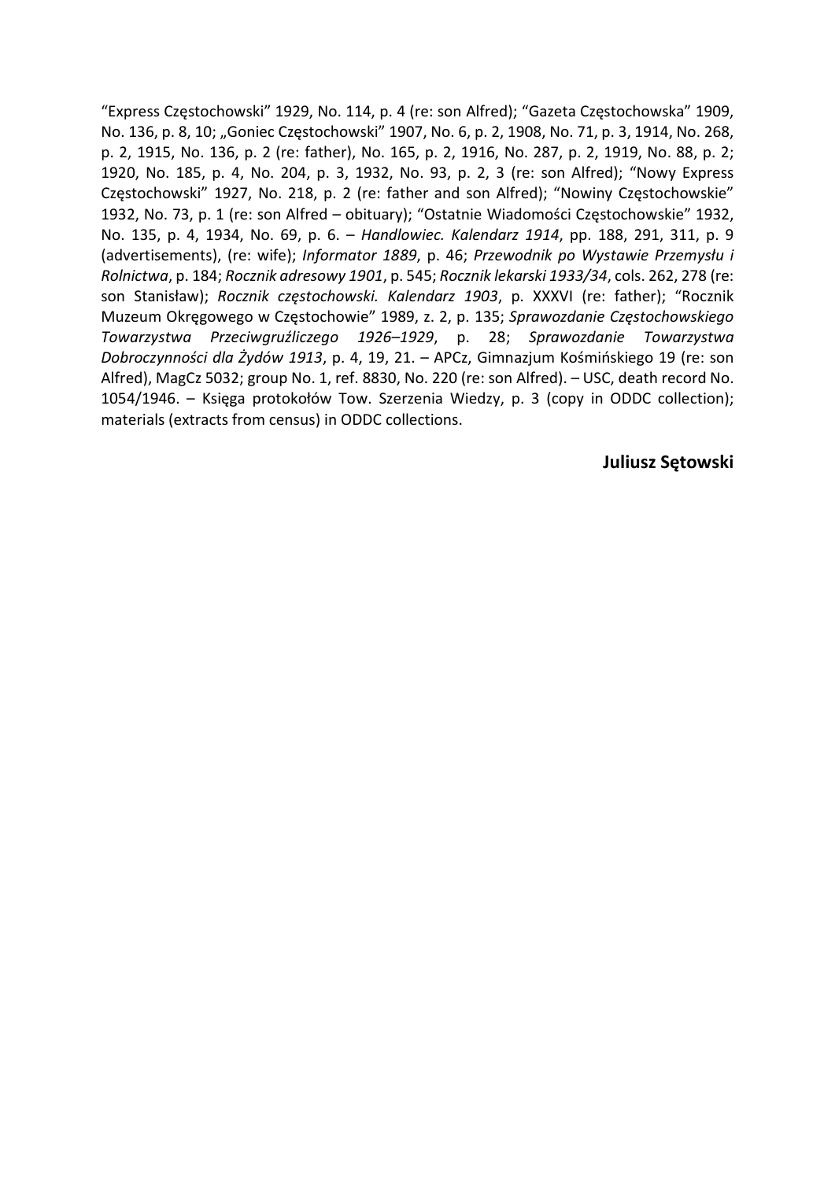"Express Częstochowski" 1929, No. 114, p. 4 (re: son Alfred); "Gazeta Częstochowska" 1909, No. 136, p. 8, 10; „Goniec Częstochowski" 1907, No. 6, p. 2, 1908, No. 71, p. 3, 1914, No. 268, p. 2, 1915, No. 136, p. 2 (re: father), No. 165, p. 2, 1916, No. 287, p. 2, 1919, No. 88, p. 2; 1920, No. 185, p. 4, No. 204, p. 3, 1932, No. 93, p. 2, 3 (re: son Alfred); "Nowy Express Częstochowski" 1927, No. 218, p. 2 (re: father and son Alfred); "Nowiny Częstochowskie" 1932, No. 73, p. 1 (re: son Alfred – obituary); "Ostatnie Wiadomości Częstochowskie" 1932, No. 135, p. 4, 1934, No. 69, p. 6. – *Handlowiec. Kalendarz 1914*, pp. 188, 291, 311, p. 9 (advertisements), (re: wife); *Informator 1889*, p. 46; *Przewodnik po Wystawie Przemysłu i Rolnictwa*, p. 184; *Rocznik adresowy 1901*, p. 545; *Rocznik lekarski 1933/34*, cols. 262, 278 (re: son Stanisław); *Rocznik częstochowski. Kalendarz 1903*, p. XXXVI (re: father); "Rocznik Muzeum Okręgowego w Częstochowie" 1989, z. 2, p. 135; *Sprawozdanie Częstochowskiego Towarzystwa Przeciwgruźliczego 1926–1929*, p. 28; *Sprawozdanie Towarzystwa Dobroczynności dla Żydów 1913*, p. 4, 19, 21. – APCz, Gimnazjum Kośmińskiego 19 (re: son Alfred), MagCz 5032; group No. 1, ref. 8830, No. 220 (re: son Alfred). – USC, death record No. 1054/1946. – Księga protokołów Tow. Szerzenia Wiedzy, p. 3 (copy in ODDC collection); materials (extracts from census) in ODDC collections.

**Juliusz Sętowski**